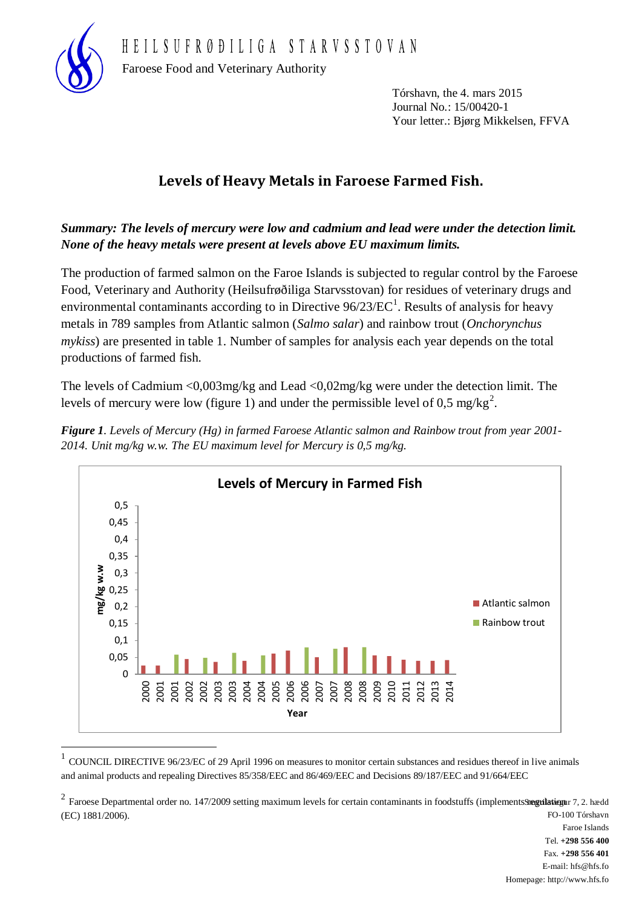HEILSUFRØÐILIGA STARVSSTOVAN

Faroese Food and Veterinary Authority

Tórshavn, the 4. mars 2015
Journal No.: 15/00420-1
Your letter.: Bjørg Mikkelsen, FFVA

# Levels of Heavy Metals in Faroese Farmed Fish.

***Summary: The levels of mercury were low and cadmium and lead were under the detection limit. None of the heavy metals were present at levels above EU maximum limits.***

The production of farmed salmon on the Faroe Islands is subjected to regular control by the Faroese Food, Veterinary and Authority (Heilsufrøðiliga Starvsstovan) for residues of veterinary drugs and environmental contaminants according to in Directive 96/23/EC[1]. Results of analysis for heavy metals in 789 samples from Atlantic salmon (*Salmo salar*) and rainbow trout (*Onchorynchus mykiss*) are presented in table 1. Number of samples for analysis each year depends on the total productions of farmed fish.

The levels of Cadmium <0,003mg/kg and Lead <0,02mg/kg were under the detection limit. The levels of mercury were low (figure 1) and under the permissible level of 0,5 mg/kg[2].

***Figure 1**. Levels of Mercury (Hg) in farmed Faroese Atlantic salmon and Rainbow trout from year 2001-2014. Unit mg/kg w.w. The EU maximum level for Mercury is 0,5 mg/kg.*

Levels of Mercury in Farmed Fish

mg/kg w.w

0,5
0,45
0,4
0,35
0,3
0,25
0,2
0,15
0,1
0,05
0

2000 2001 2001 2002 2002 2003 2003 2004 2004 2005 2006 2006 2007 2007 2008 2008 2009 2010 2011 2012 2013 2014

Year

Atlantic salmon
Rainbow trout

---

[1] COUNCIL DIRECTIVE 96/23/EC of 29 April 1996 on measures to monitor certain substances and residues thereof in live animals and animal products and repealing Directives 85/358/EEC and 86/469/EEC and Decisions 89/187/EEC and 91/664/EEC

[2] Faroese Departmental order no. 147/2009 setting maximum levels for certain contaminants in foodstuffs (implements regulation (EC) 1881/2006).

Sigmundargøta 7, 2. hædd
FO-100 Tórshavn
Faroe Islands
Tel. **+298 556 400**
Fax. **+298 556 401**
E-mail: hfs@hfs.fo
Homepage: http://www.hfs.fo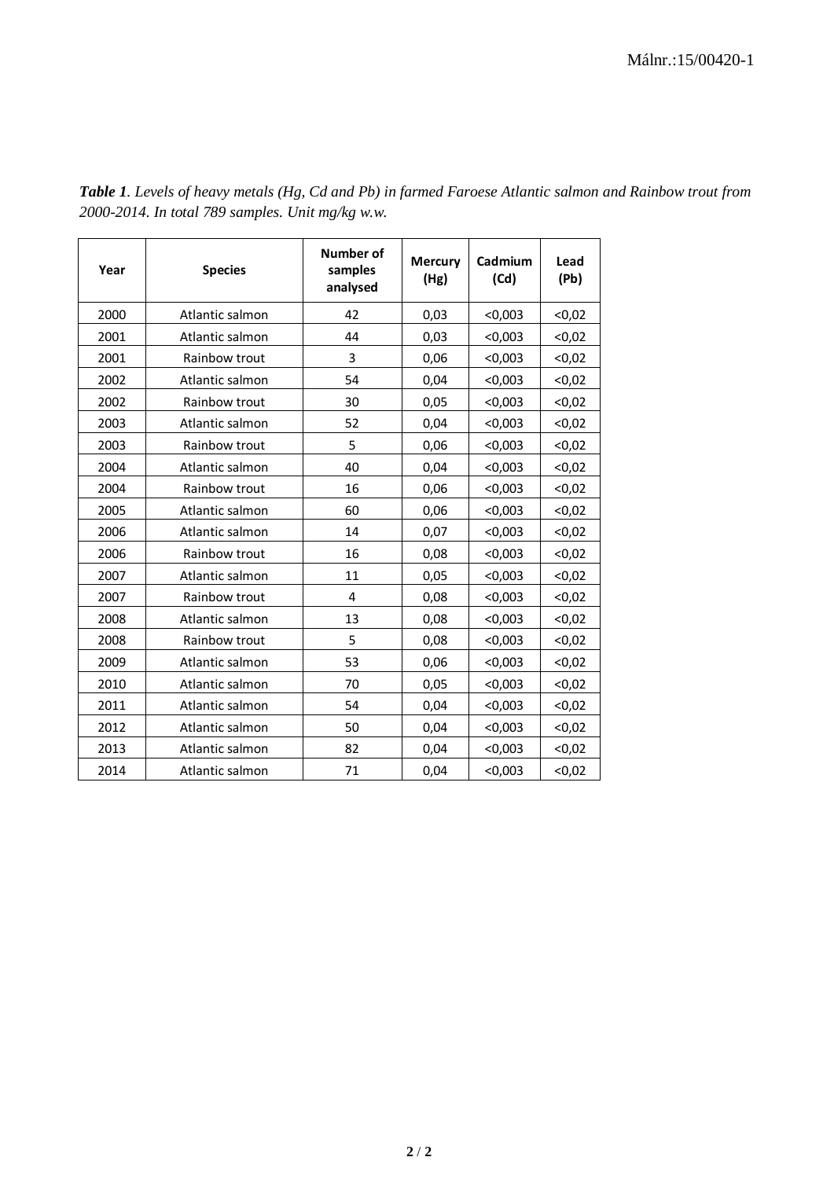*Table 1. Levels of heavy metals (Hg, Cd and Pb) in farmed Faroese Atlantic salmon and Rainbow trout from 2000-2014. In total 789 samples. Unit mg/kg w.w.*

| Year | Species | Number of samples analysed | Mercury (Hg) | Cadmium (Cd) | Lead (Pb) |
|---|---|---|---|---|---|
| 2000 | Atlantic salmon | 42 | 0,03 | <0,003 | <0,02 |
| 2001 | Atlantic salmon | 44 | 0,03 | <0,003 | <0,02 |
| 2001 | Rainbow trout | 3 | 0,06 | <0,003 | <0,02 |
| 2002 | Atlantic salmon | 54 | 0,04 | <0,003 | <0,02 |
| 2002 | Rainbow trout | 30 | 0,05 | <0,003 | <0,02 |
| 2003 | Atlantic salmon | 52 | 0,04 | <0,003 | <0,02 |
| 2003 | Rainbow trout | 5 | 0,06 | <0,003 | <0,02 |
| 2004 | Atlantic salmon | 40 | 0,04 | <0,003 | <0,02 |
| 2004 | Rainbow trout | 16 | 0,06 | <0,003 | <0,02 |
| 2005 | Atlantic salmon | 60 | 0,06 | <0,003 | <0,02 |
| 2006 | Atlantic salmon | 14 | 0,07 | <0,003 | <0,02 |
| 2006 | Rainbow trout | 16 | 0,08 | <0,003 | <0,02 |
| 2007 | Atlantic salmon | 11 | 0,05 | <0,003 | <0,02 |
| 2007 | Rainbow trout | 4 | 0,08 | <0,003 | <0,02 |
| 2008 | Atlantic salmon | 13 | 0,08 | <0,003 | <0,02 |
| 2008 | Rainbow trout | 5 | 0,08 | <0,003 | <0,02 |
| 2009 | Atlantic salmon | 53 | 0,06 | <0,003 | <0,02 |
| 2010 | Atlantic salmon | 70 | 0,05 | <0,003 | <0,02 |
| 2011 | Atlantic salmon | 54 | 0,04 | <0,003 | <0,02 |
| 2012 | Atlantic salmon | 50 | 0,04 | <0,003 | <0,02 |
| 2013 | Atlantic salmon | 82 | 0,04 | <0,003 | <0,02 |
| 2014 | Atlantic salmon | 71 | 0,04 | <0,003 | <0,02 |